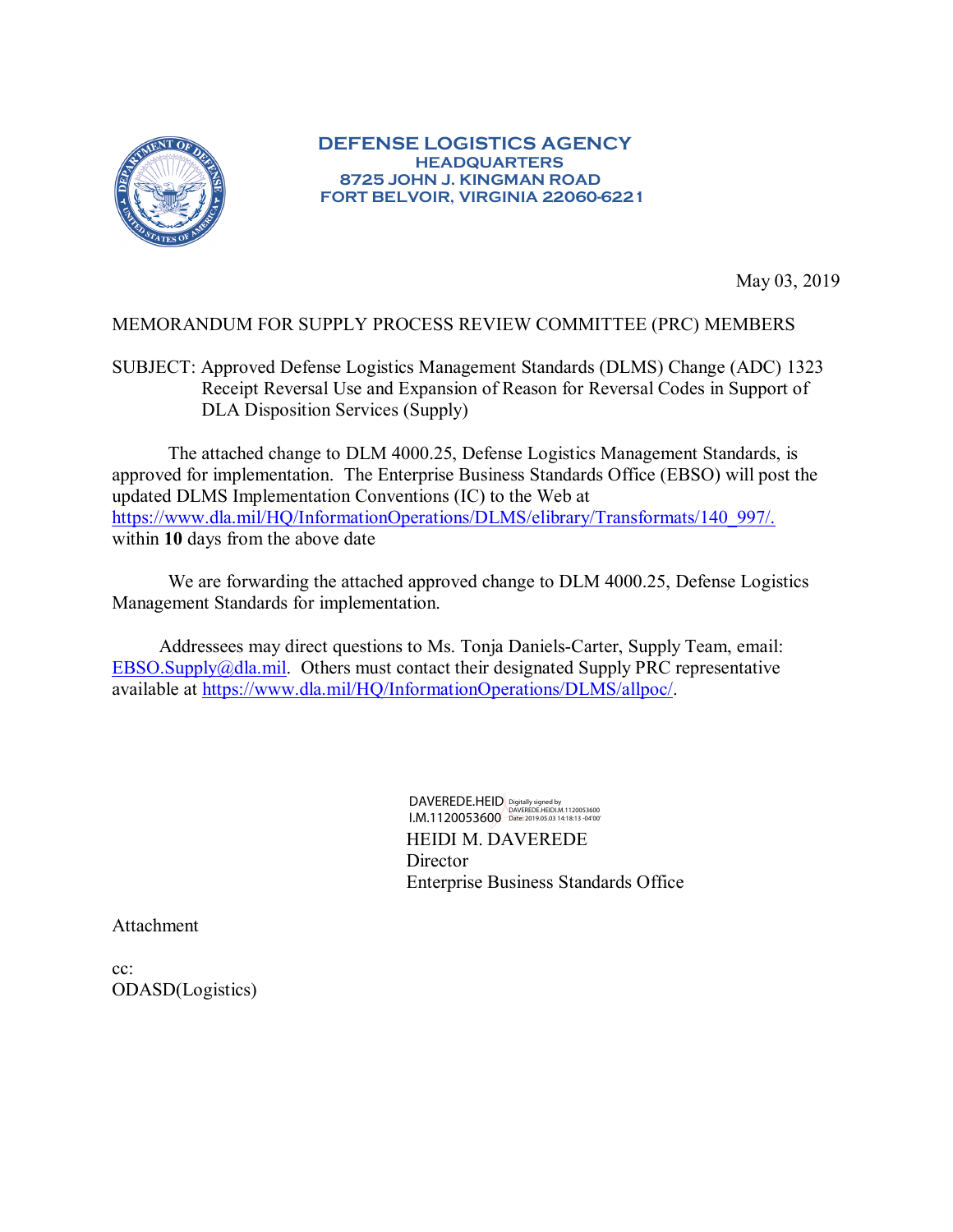**DEFENSE LOGISTICS AGENCY**
**HEADQUARTERS**
**8725 JOHN J. KINGMAN ROAD**
**FORT BELVOIR, VIRGINIA 22060-6221**

May 03, 2019

MEMORANDUM FOR SUPPLY PROCESS REVIEW COMMITTEE (PRC) MEMBERS

SUBJECT: Approved Defense Logistics Management Standards (DLMS) Change (ADC) 1323 Receipt Reversal Use and Expansion of Reason for Reversal Codes in Support of DLA Disposition Services (Supply)

The attached change to DLM 4000.25, Defense Logistics Management Standards, is approved for implementation. The Enterprise Business Standards Office (EBSO) will post the updated DLMS Implementation Conventions (IC) to the Web at https://www.dla.mil/HQ/InformationOperations/DLMS/elibrary/Transformats/140_997/. within **10** days from the above date

We are forwarding the attached approved change to DLM 4000.25, Defense Logistics Management Standards for implementation.

Addressees may direct questions to Ms. Tonja Daniels-Carter, Supply Team, email: EBSO.Supply@dla.mil. Others must contact their designated Supply PRC representative available at https://www.dla.mil/HQ/InformationOperations/DLMS/allpoc/.

DAVEREDE.HEIDI.M.1120053600 Digitally signed by DAVEREDE.HEIDI.M.1120053600 Date: 2019.05.03 14:18:13 -04'00'

HEIDI M. DAVEREDE
Director
Enterprise Business Standards Office

Attachment

cc:
ODASD(Logistics)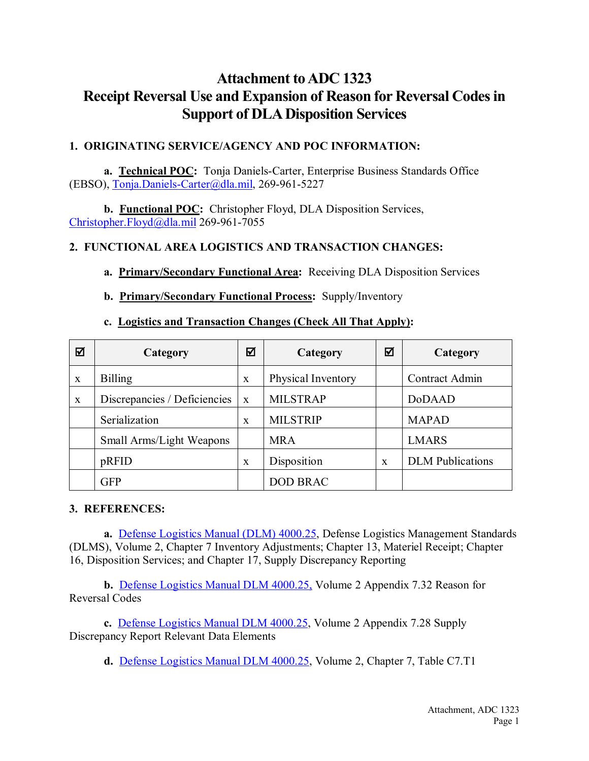# Attachment to ADC 1323
# Receipt Reversal Use and Expansion of Reason for Reversal Codes in Support of DLA Disposition Services

**1. ORIGINATING SERVICE/AGENCY AND POC INFORMATION:**

**a. Technical POC:** Tonja Daniels-Carter, Enterprise Business Standards Office (EBSO), Tonja.Daniels-Carter@dla.mil, 269-961-5227

**b. Functional POC:** Christopher Floyd, DLA Disposition Services, Christopher.Floyd@dla.mil 269-961-7055

**2. FUNCTIONAL AREA LOGISTICS AND TRANSACTION CHANGES:**

**a. Primary/Secondary Functional Area:** Receiving DLA Disposition Services

**b. Primary/Secondary Functional Process:** Supply/Inventory

**c. Logistics and Transaction Changes (Check All That Apply):**

| ☑ | Category | ☑ | Category | ☑ | Category |
|---|---|---|---|---|---|
| x | Billing | x | Physical Inventory | | Contract Admin |
| x | Discrepancies / Deficiencies | x | MILSTRAP | | DoDAAD |
| | Serialization | x | MILSTRIP | | MAPAD |
| | Small Arms/Light Weapons | | MRA | | LMARS |
| | pRFID | x | Disposition | x | DLM Publications |
| | GFP | | DOD BRAC | | |

**3. REFERENCES:**

**a.** Defense Logistics Manual (DLM) 4000.25, Defense Logistics Management Standards (DLMS), Volume 2, Chapter 7 Inventory Adjustments; Chapter 13, Materiel Receipt; Chapter 16, Disposition Services; and Chapter 17, Supply Discrepancy Reporting

**b.** Defense Logistics Manual DLM 4000.25, Volume 2 Appendix 7.32 Reason for Reversal Codes

**c.** Defense Logistics Manual DLM 4000.25, Volume 2 Appendix 7.28 Supply Discrepancy Report Relevant Data Elements

**d.** Defense Logistics Manual DLM 4000.25, Volume 2, Chapter 7, Table C7.T1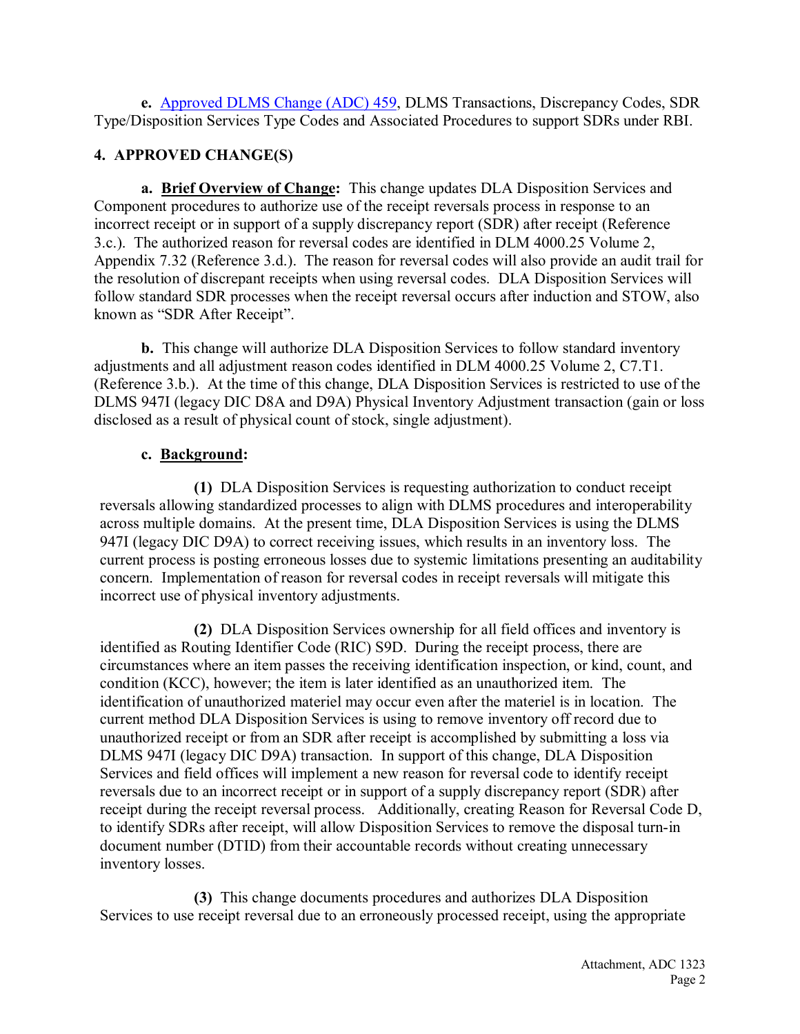**e.** [Approved DLMS Change (ADC) 459](#), DLMS Transactions, Discrepancy Codes, SDR Type/Disposition Services Type Codes and Associated Procedures to support SDRs under RBI.

## 4. APPROVED CHANGE(S)

**a.** **<u>Brief Overview of Change</u>:** This change updates DLA Disposition Services and Component procedures to authorize use of the receipt reversals process in response to an incorrect receipt or in support of a supply discrepancy report (SDR) after receipt (Reference 3.c.). The authorized reason for reversal codes are identified in DLM 4000.25 Volume 2, Appendix 7.32 (Reference 3.d.). The reason for reversal codes will also provide an audit trail for the resolution of discrepant receipts when using reversal codes. DLA Disposition Services will follow standard SDR processes when the receipt reversal occurs after induction and STOW, also known as “SDR After Receipt”.

**b.** This change will authorize DLA Disposition Services to follow standard inventory adjustments and all adjustment reason codes identified in DLM 4000.25 Volume 2, C7.T1. (Reference 3.b.). At the time of this change, DLA Disposition Services is restricted to use of the DLMS 947I (legacy DIC D8A and D9A) Physical Inventory Adjustment transaction (gain or loss disclosed as a result of physical count of stock, single adjustment).

**c.** **<u>Background</u>:**

**(1)** DLA Disposition Services is requesting authorization to conduct receipt reversals allowing standardized processes to align with DLMS procedures and interoperability across multiple domains. At the present time, DLA Disposition Services is using the DLMS 947I (legacy DIC D9A) to correct receiving issues, which results in an inventory loss. The current process is posting erroneous losses due to systemic limitations presenting an auditability concern. Implementation of reason for reversal codes in receipt reversals will mitigate this incorrect use of physical inventory adjustments.

**(2)** DLA Disposition Services ownership for all field offices and inventory is identified as Routing Identifier Code (RIC) S9D. During the receipt process, there are circumstances where an item passes the receiving identification inspection, or kind, count, and condition (KCC), however; the item is later identified as an unauthorized item. The identification of unauthorized materiel may occur even after the materiel is in location. The current method DLA Disposition Services is using to remove inventory off record due to unauthorized receipt or from an SDR after receipt is accomplished by submitting a loss via DLMS 947I (legacy DIC D9A) transaction. In support of this change, DLA Disposition Services and field offices will implement a new reason for reversal code to identify receipt reversals due to an incorrect receipt or in support of a supply discrepancy report (SDR) after receipt during the receipt reversal process. Additionally, creating Reason for Reversal Code D, to identify SDRs after receipt, will allow Disposition Services to remove the disposal turn-in document number (DTID) from their accountable records without creating unnecessary inventory losses.

**(3)** This change documents procedures and authorizes DLA Disposition Services to use receipt reversal due to an erroneously processed receipt, using the appropriate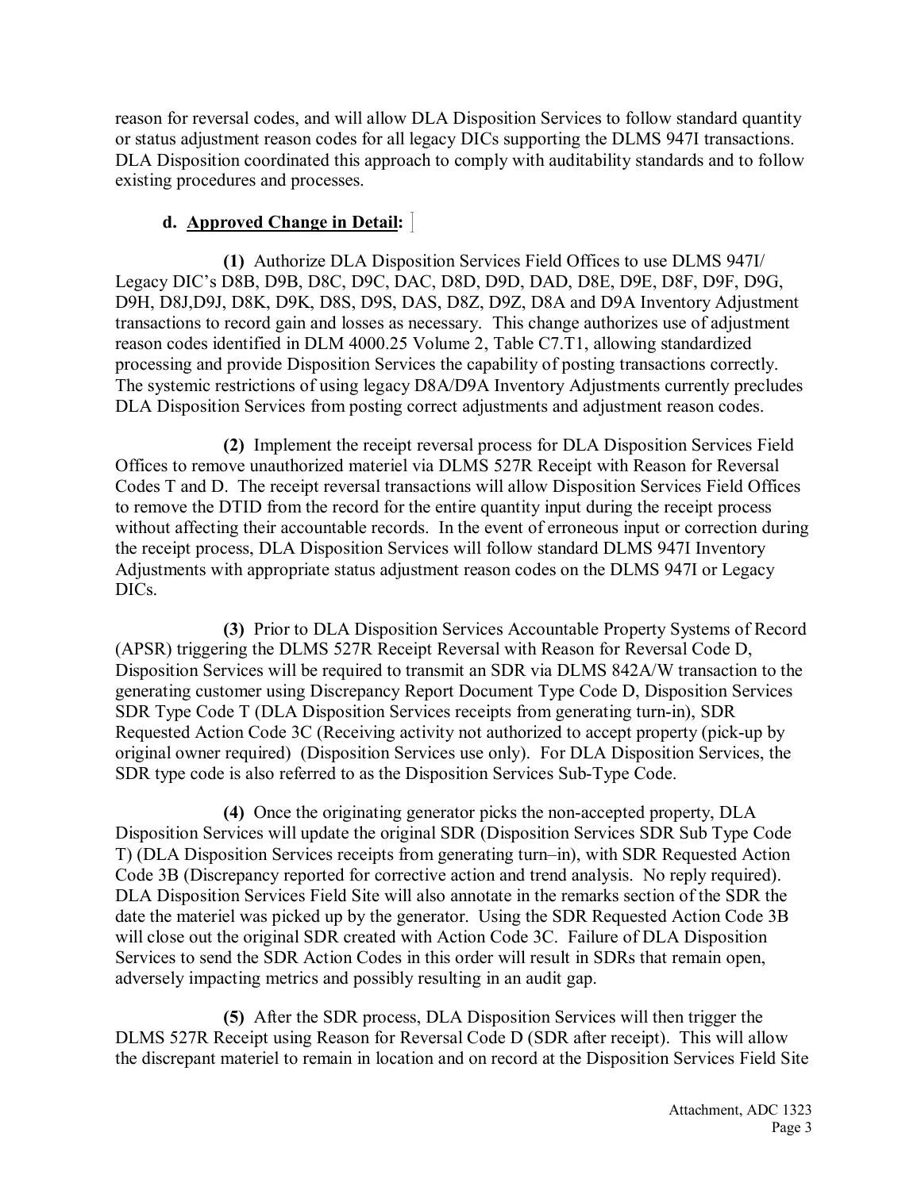reason for reversal codes, and will allow DLA Disposition Services to follow standard quantity or status adjustment reason codes for all legacy DICs supporting the DLMS 947I transactions. DLA Disposition coordinated this approach to comply with auditability standards and to follow existing procedures and processes.

**d. Approved Change in Detail:**

**(1)** Authorize DLA Disposition Services Field Offices to use DLMS 947I/ Legacy DIC's D8B, D9B, D8C, D9C, DAC, D8D, D9D, DAD, D8E, D9E, D8F, D9F, D9G, D9H, D8J,D9J, D8K, D9K, D8S, D9S, DAS, D8Z, D9Z, D8A and D9A Inventory Adjustment transactions to record gain and losses as necessary. This change authorizes use of adjustment reason codes identified in DLM 4000.25 Volume 2, Table C7.T1, allowing standardized processing and provide Disposition Services the capability of posting transactions correctly. The systemic restrictions of using legacy D8A/D9A Inventory Adjustments currently precludes DLA Disposition Services from posting correct adjustments and adjustment reason codes.

**(2)** Implement the receipt reversal process for DLA Disposition Services Field Offices to remove unauthorized materiel via DLMS 527R Receipt with Reason for Reversal Codes T and D. The receipt reversal transactions will allow Disposition Services Field Offices to remove the DTID from the record for the entire quantity input during the receipt process without affecting their accountable records. In the event of erroneous input or correction during the receipt process, DLA Disposition Services will follow standard DLMS 947I Inventory Adjustments with appropriate status adjustment reason codes on the DLMS 947I or Legacy DICs.

**(3)** Prior to DLA Disposition Services Accountable Property Systems of Record (APSR) triggering the DLMS 527R Receipt Reversal with Reason for Reversal Code D, Disposition Services will be required to transmit an SDR via DLMS 842A/W transaction to the generating customer using Discrepancy Report Document Type Code D, Disposition Services SDR Type Code T (DLA Disposition Services receipts from generating turn-in), SDR Requested Action Code 3C (Receiving activity not authorized to accept property (pick-up by original owner required) (Disposition Services use only). For DLA Disposition Services, the SDR type code is also referred to as the Disposition Services Sub-Type Code.

**(4)** Once the originating generator picks the non-accepted property, DLA Disposition Services will update the original SDR (Disposition Services SDR Sub Type Code T) (DLA Disposition Services receipts from generating turn–in), with SDR Requested Action Code 3B (Discrepancy reported for corrective action and trend analysis. No reply required). DLA Disposition Services Field Site will also annotate in the remarks section of the SDR the date the materiel was picked up by the generator. Using the SDR Requested Action Code 3B will close out the original SDR created with Action Code 3C. Failure of DLA Disposition Services to send the SDR Action Codes in this order will result in SDRs that remain open, adversely impacting metrics and possibly resulting in an audit gap.

**(5)** After the SDR process, DLA Disposition Services will then trigger the DLMS 527R Receipt using Reason for Reversal Code D (SDR after receipt). This will allow the discrepant materiel to remain in location and on record at the Disposition Services Field Site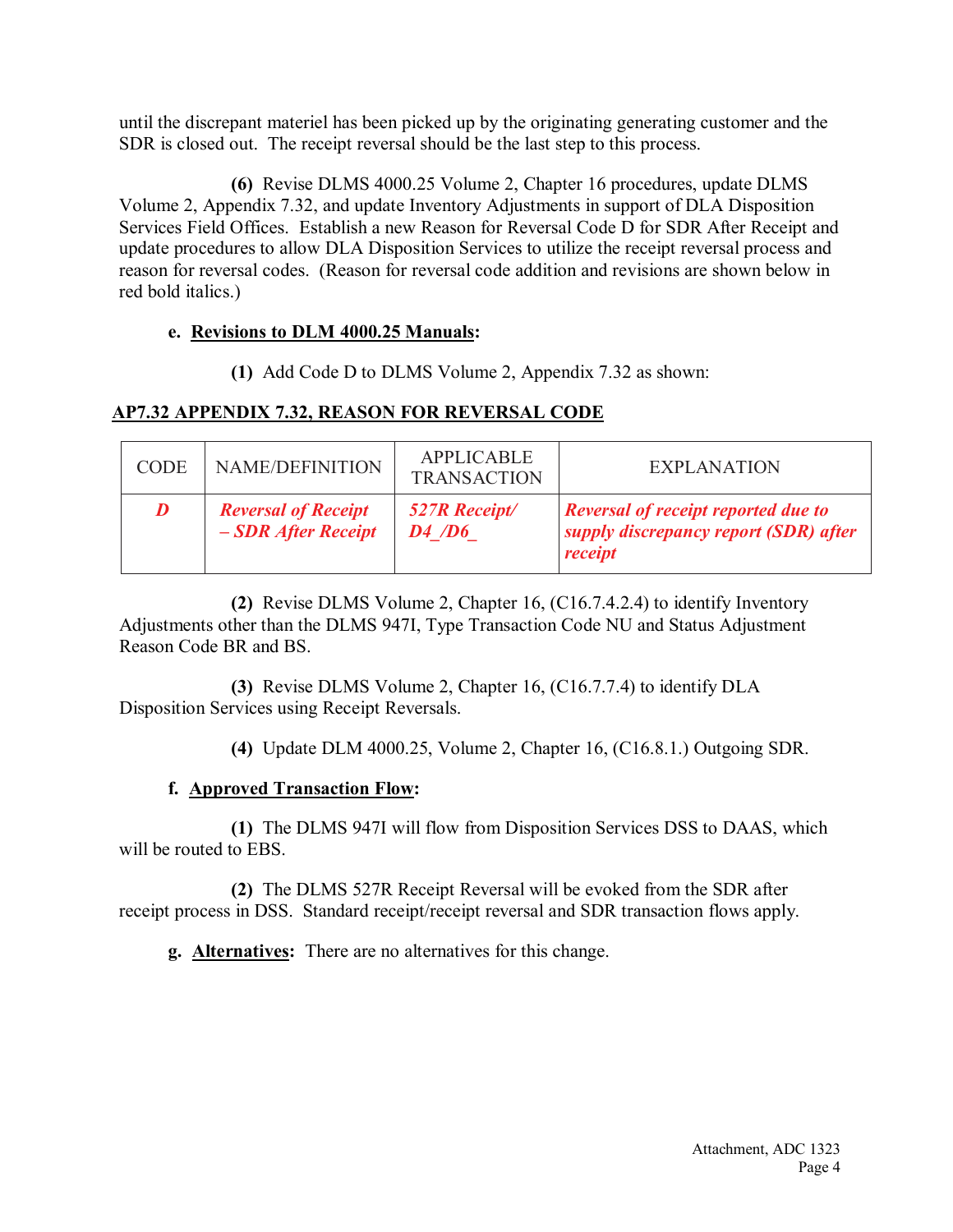until the discrepant materiel has been picked up by the originating generating customer and the SDR is closed out. The receipt reversal should be the last step to this process.

**(6)** Revise DLMS 4000.25 Volume 2, Chapter 16 procedures, update DLMS Volume 2, Appendix 7.32, and update Inventory Adjustments in support of DLA Disposition Services Field Offices. Establish a new Reason for Reversal Code D for SDR After Receipt and update procedures to allow DLA Disposition Services to utilize the receipt reversal process and reason for reversal codes. (Reason for reversal code addition and revisions are shown below in red bold italics.)

**e. Revisions to DLM 4000.25 Manuals:**

**(1)** Add Code D to DLMS Volume 2, Appendix 7.32 as shown:

**AP7.32 APPENDIX 7.32, REASON FOR REVERSAL CODE**

| CODE | NAME/DEFINITION | APPLICABLE TRANSACTION | EXPLANATION |
|---|---|---|---|
| ***D*** | ***Reversal of Receipt – SDR After Receipt*** | ***527R Receipt/ D4_/D6_*** | ***Reversal of receipt reported due to supply discrepancy report (SDR) after receipt*** |

**(2)** Revise DLMS Volume 2, Chapter 16, (C16.7.4.2.4) to identify Inventory Adjustments other than the DLMS 947I, Type Transaction Code NU and Status Adjustment Reason Code BR and BS.

**(3)** Revise DLMS Volume 2, Chapter 16, (C16.7.7.4) to identify DLA Disposition Services using Receipt Reversals.

**(4)** Update DLM 4000.25, Volume 2, Chapter 16, (C16.8.1.) Outgoing SDR.

**f. Approved Transaction Flow:**

**(1)** The DLMS 947I will flow from Disposition Services DSS to DAAS, which will be routed to EBS.

**(2)** The DLMS 527R Receipt Reversal will be evoked from the SDR after receipt process in DSS. Standard receipt/receipt reversal and SDR transaction flows apply.

**g. Alternatives:** There are no alternatives for this change.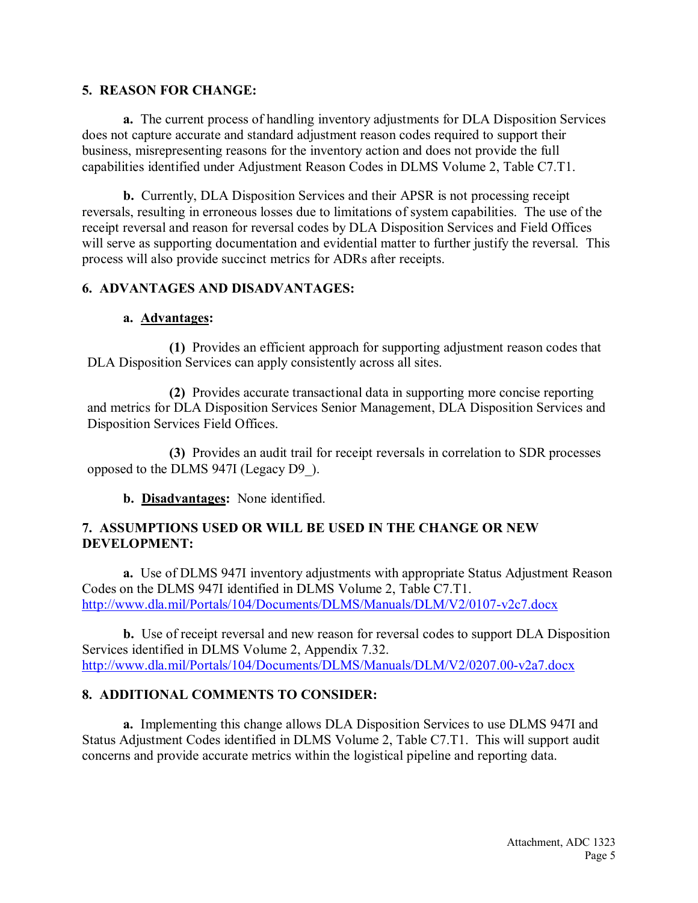**5. REASON FOR CHANGE:**

**a.** The current process of handling inventory adjustments for DLA Disposition Services does not capture accurate and standard adjustment reason codes required to support their business, misrepresenting reasons for the inventory action and does not provide the full capabilities identified under Adjustment Reason Codes in DLMS Volume 2, Table C7.T1.

**b.** Currently, DLA Disposition Services and their APSR is not processing receipt reversals, resulting in erroneous losses due to limitations of system capabilities. The use of the receipt reversal and reason for reversal codes by DLA Disposition Services and Field Offices will serve as supporting documentation and evidential matter to further justify the reversal. This process will also provide succinct metrics for ADRs after receipts.

**6. ADVANTAGES AND DISADVANTAGES:**

**a. Advantages:**

**(1)** Provides an efficient approach for supporting adjustment reason codes that DLA Disposition Services can apply consistently across all sites.

**(2)** Provides accurate transactional data in supporting more concise reporting and metrics for DLA Disposition Services Senior Management, DLA Disposition Services and Disposition Services Field Offices.

**(3)** Provides an audit trail for receipt reversals in correlation to SDR processes opposed to the DLMS 947I (Legacy D9_).

**b. Disadvantages:** None identified.

**7. ASSUMPTIONS USED OR WILL BE USED IN THE CHANGE OR NEW DEVELOPMENT:**

**a.** Use of DLMS 947I inventory adjustments with appropriate Status Adjustment Reason Codes on the DLMS 947I identified in DLMS Volume 2, Table C7.T1. http://www.dla.mil/Portals/104/Documents/DLMS/Manuals/DLM/V2/0107-v2c7.docx

**b.** Use of receipt reversal and new reason for reversal codes to support DLA Disposition Services identified in DLMS Volume 2, Appendix 7.32. http://www.dla.mil/Portals/104/Documents/DLMS/Manuals/DLM/V2/0207.00-v2a7.docx

**8. ADDITIONAL COMMENTS TO CONSIDER:**

**a.** Implementing this change allows DLA Disposition Services to use DLMS 947I and Status Adjustment Codes identified in DLMS Volume 2, Table C7.T1. This will support audit concerns and provide accurate metrics within the logistical pipeline and reporting data.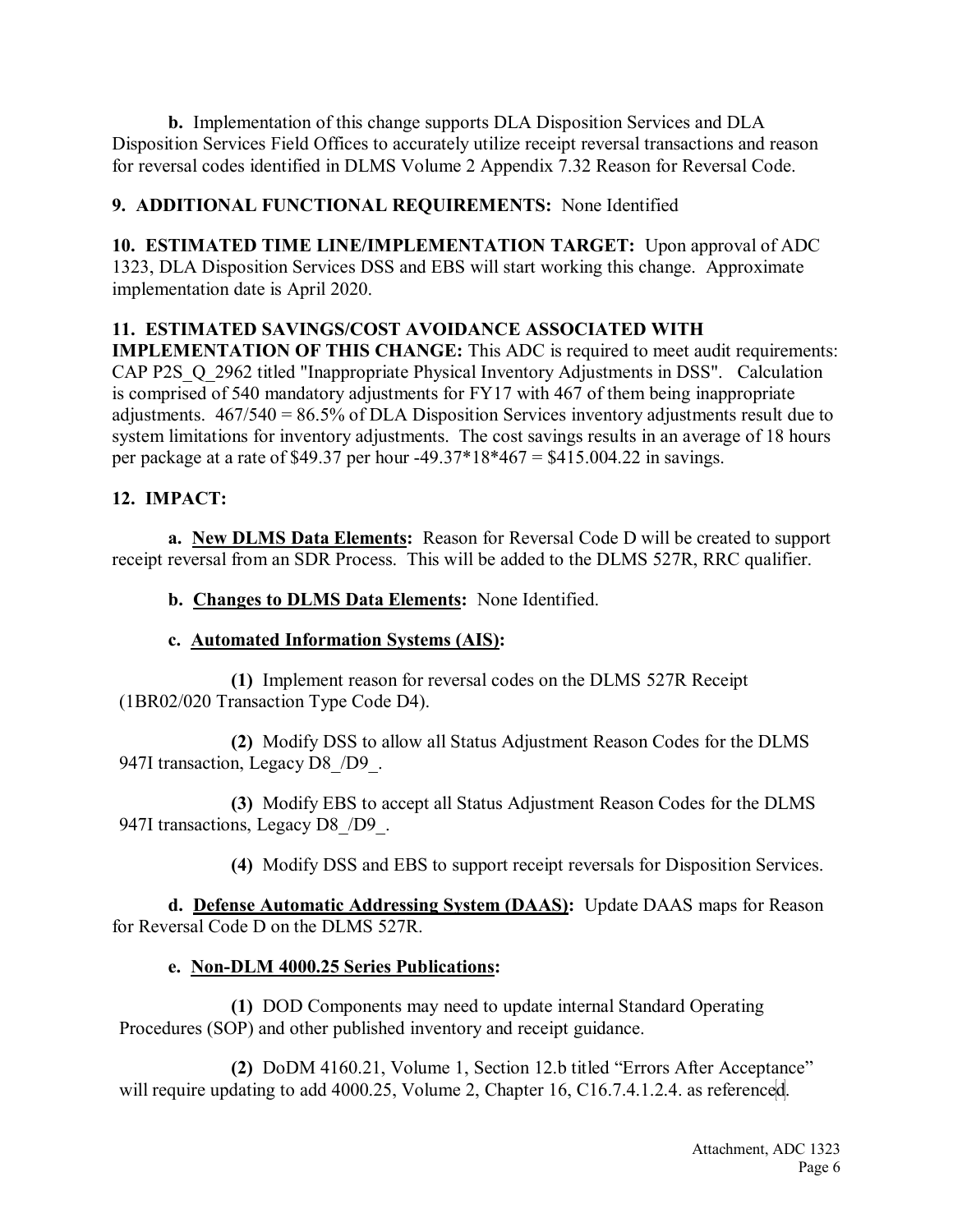**b.** Implementation of this change supports DLA Disposition Services and DLA Disposition Services Field Offices to accurately utilize receipt reversal transactions and reason for reversal codes identified in DLMS Volume 2 Appendix 7.32 Reason for Reversal Code.

**9. ADDITIONAL FUNCTIONAL REQUIREMENTS:** None Identified

**10. ESTIMATED TIME LINE/IMPLEMENTATION TARGET:** Upon approval of ADC 1323, DLA Disposition Services DSS and EBS will start working this change. Approximate implementation date is April 2020.

**11. ESTIMATED SAVINGS/COST AVOIDANCE ASSOCIATED WITH IMPLEMENTATION OF THIS CHANGE:** This ADC is required to meet audit requirements: CAP P2S_Q_2962 titled "Inappropriate Physical Inventory Adjustments in DSS". Calculation is comprised of 540 mandatory adjustments for FY17 with 467 of them being inappropriate adjustments. 467/540 = 86.5% of DLA Disposition Services inventory adjustments result due to system limitations for inventory adjustments. The cost savings results in an average of 18 hours per package at a rate of $49.37 per hour -49.37*18*467 = $415.004.22 in savings.

**12. IMPACT:**

**a.** <u>**New DLMS Data Elements**</u>**:** Reason for Reversal Code D will be created to support receipt reversal from an SDR Process. This will be added to the DLMS 527R, RRC qualifier.

**b.** <u>**Changes to DLMS Data Elements**</u>**:** None Identified.

**c.** <u>**Automated Information Systems (AIS)**</u>**:**

**(1)** Implement reason for reversal codes on the DLMS 527R Receipt (1BR02/020 Transaction Type Code D4).

**(2)** Modify DSS to allow all Status Adjustment Reason Codes for the DLMS 947I transaction, Legacy D8_/D9_.

**(3)** Modify EBS to accept all Status Adjustment Reason Codes for the DLMS 947I transactions, Legacy D8_/D9_.

**(4)** Modify DSS and EBS to support receipt reversals for Disposition Services.

**d.** <u>**Defense Automatic Addressing System (DAAS)**</u>**:** Update DAAS maps for Reason for Reversal Code D on the DLMS 527R.

**e.** <u>**Non-DLM 4000.25 Series Publications**</u>**:**

**(1)** DOD Components may need to update internal Standard Operating Procedures (SOP) and other published inventory and receipt guidance.

**(2)** DoDM 4160.21, Volume 1, Section 12.b titled "Errors After Acceptance" will require updating to add 4000.25, Volume 2, Chapter 16, C16.7.4.1.2.4. as referenced.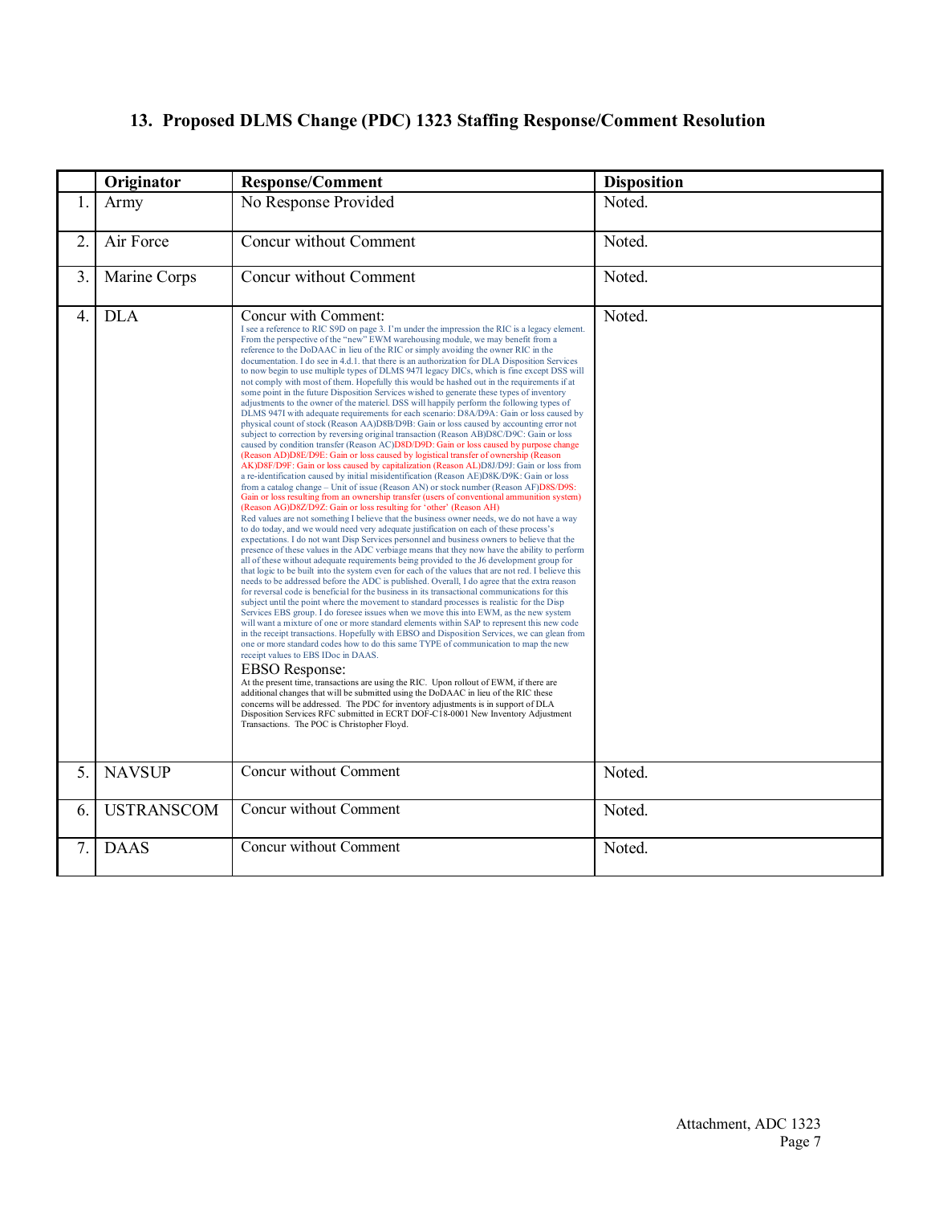## 13. Proposed DLMS Change (PDC) 1323 Staffing Response/Comment Resolution

| | Originator | Response/Comment | Disposition |
|---|---|---|---|
| 1. | Army | No Response Provided | Noted. |
| 2. | Air Force | Concur without Comment | Noted. |
| 3. | Marine Corps | Concur without Comment | Noted. |
| 4. | DLA | Concur with Comment:<br>I see a reference to RIC S9D on page 3. I'm under the impression the RIC is a legacy element. From the perspective of the "new" EWM warehousing module, we may benefit from a reference to the DoDAAC in lieu of the RIC or simply avoiding the owner RIC in the documentation. I do see in 4.d.1. that there is an authorization for DLA Disposition Services to now begin to use multiple types of DLMS 947I legacy DICs, which is fine except DSS will not comply with most of them. Hopefully this would be hashed out in the requirements if at some point in the future Disposition Services wished to generate these types of inventory adjustments to the owner of the materiel. DSS will happily perform the following types of DLMS 947I with adequate requirements for each scenario: D8A/D9A: Gain or loss caused by physical count of stock (Reason AA)D8B/D9B: Gain or loss caused by accounting error not subject to correction by reversing original transaction (Reason AB)D8C/D9C: Gain or loss caused by condition transfer (Reason AC)D8D/D9D: Gain or loss caused by purpose change (Reason AD)D8E/D9E: Gain or loss caused by logistical transfer of ownership (Reason AK)D8F/D9F: Gain or loss caused by capitalization (Reason AL)D8J/D9J: Gain or loss from a re-identification caused by initial misidentification (Reason AE)D8K/D9K: Gain or loss from a catalog change – Unit of issue (Reason AN) or stock number (Reason AF)D8S/D9S: Gain or loss resulting from an ownership transfer (users of conventional ammunition system) (Reason AG)D8Z/D9Z: Gain or loss resulting for 'other' (Reason AH)<br>Red values are not something I believe that the business owner needs, we do not have a way to do today, and we would need very adequate justification on each of these process's expectations. I do not want Disp Services personnel and business owners to believe that the presence of these values in the ADC verbiage means that they now have the ability to perform all of these without adequate requirements being provided to the J6 development group for that logic to be built into the system even for each of the values that are not red. I believe this needs to be addressed before the ADC is published. Overall, I do agree that the extra reason for reversal code is beneficial for the business in its transactional communications for this subject until the point where the movement to standard processes is realistic for the Disp Services EBS group. I do foresee issues when we move this into EWM, as the new system will want a mixture of one or more standard elements within SAP to represent this new code in the receipt transactions. Hopefully with EBSO and Disposition Services, we can glean from one or more standard codes how to do this same TYPE of communication to map the new receipt values to EBS IDoc in DAAS.<br>EBSO Response:<br>At the present time, transactions are using the RIC. Upon rollout of EWM, if there are additional changes that will be submitted using the DoDAAC in lieu of the RIC these concerns will be addressed. The PDC for inventory adjustments is in support of DLA Disposition Services RFC submitted in ECRT DOF-C18-0001 New Inventory Adjustment Transactions. The POC is Christopher Floyd. | Noted. |
| 5. | NAVSUP | Concur without Comment | Noted. |
| 6. | USTRANSCOM | Concur without Comment | Noted. |
| 7. | DAAS | Concur without Comment | Noted. |

Attachment, ADC 1323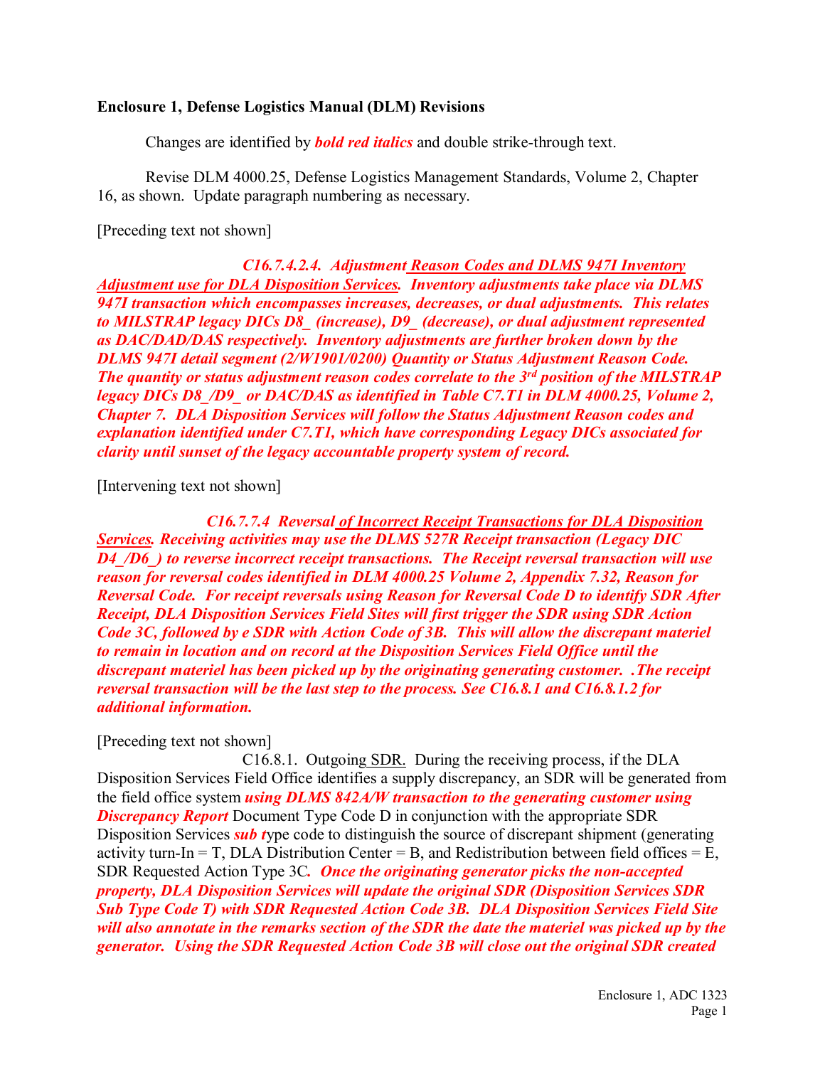**Enclosure 1, Defense Logistics Manual (DLM) Revisions**

Changes are identified by ***bold red italics*** and double strike-through text.

Revise DLM 4000.25, Defense Logistics Management Standards, Volume 2, Chapter 16, as shown. Update paragraph numbering as necessary.

[Preceding text not shown]

***C16.7.4.2.4. Adjustment Reason Codes and DLMS 947I Inventory Adjustment use for DLA Disposition Services. Inventory adjustments take place via DLMS 947I transaction which encompasses increases, decreases, or dual adjustments. This relates to MILSTRAP legacy DICs D8_ (increase), D9_ (decrease), or dual adjustment represented as DAC/DAD/DAS respectively. Inventory adjustments are further broken down by the DLMS 947I detail segment (2/W1901/0200) Quantity or Status Adjustment Reason Code. The quantity or status adjustment reason codes correlate to the 3rd position of the MILSTRAP legacy DICs D8_/D9_ or DAC/DAS as identified in Table C7.T1 in DLM 4000.25, Volume 2, Chapter 7. DLA Disposition Services will follow the Status Adjustment Reason codes and explanation identified under C7.T1, which have corresponding Legacy DICs associated for clarity until sunset of the legacy accountable property system of record.***

[Intervening text not shown]

***C16.7.7.4 Reversal of Incorrect Receipt Transactions for DLA Disposition Services. Receiving activities may use the DLMS 527R Receipt transaction (Legacy DIC D4_/D6_) to reverse incorrect receipt transactions. The Receipt reversal transaction will use reason for reversal codes identified in DLM 4000.25 Volume 2, Appendix 7.32, Reason for Reversal Code. For receipt reversals using Reason for Reversal Code D to identify SDR After Receipt, DLA Disposition Services Field Sites will first trigger the SDR using SDR Action Code 3C, followed by e SDR with Action Code of 3B. This will allow the discrepant materiel to remain in location and on record at the Disposition Services Field Office until the discrepant materiel has been picked up by the originating generating customer. .The receipt reversal transaction will be the last step to the process. See C16.8.1 and C16.8.1.2 for additional information.***

[Preceding text not shown]

C16.8.1. Outgoing SDR. During the receiving process, if the DLA Disposition Services Field Office identifies a supply discrepancy, an SDR will be generated from the field office system ***using DLMS 842A/W transaction to the generating customer using Discrepancy Report*** Document Type Code D in conjunction with the appropriate SDR Disposition Services ***sub t***ype code to distinguish the source of discrepant shipment (generating activity turn-In = T, DLA Distribution Center = B, and Redistribution between field offices = E, SDR Requested Action Type 3C***. Once the originating generator picks the non-accepted property, DLA Disposition Services will update the original SDR (Disposition Services SDR Sub Type Code T) with SDR Requested Action Code 3B. DLA Disposition Services Field Site will also annotate in the remarks section of the SDR the date the materiel was picked up by the generator. Using the SDR Requested Action Code 3B will close out the original SDR created***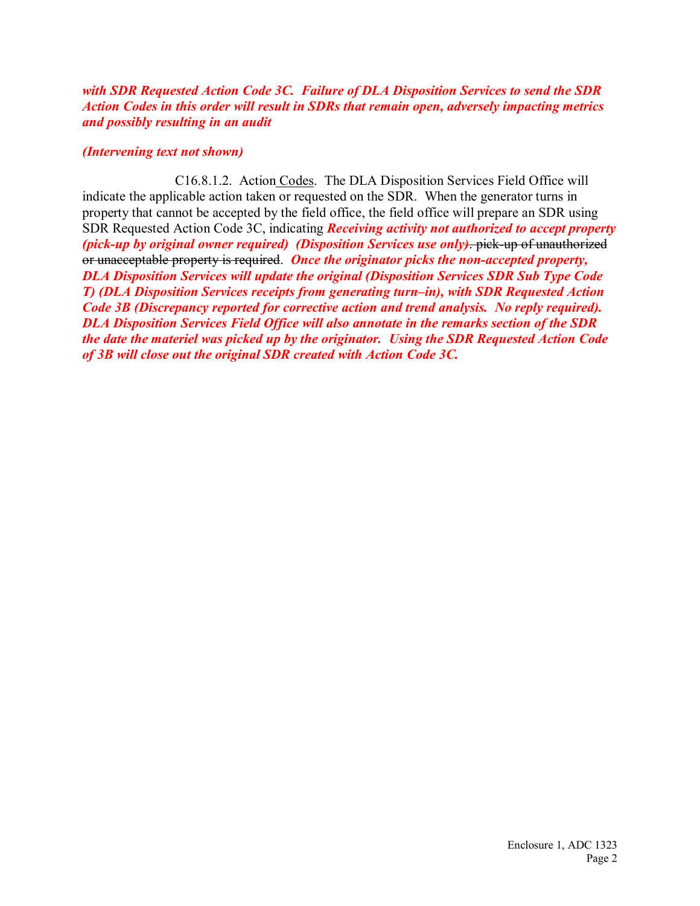***with SDR Requested Action Code 3C. Failure of DLA Disposition Services to send the SDR Action Codes in this order will result in SDRs that remain open, adversely impacting metrics and possibly resulting in an audit***

***(Intervening text not shown)***

C16.8.1.2. Action Codes. The DLA Disposition Services Field Office will indicate the applicable action taken or requested on the SDR. When the generator turns in property that cannot be accepted by the field office, the field office will prepare an SDR using SDR Requested Action Code 3C, indicating ***Receiving activity not authorized to accept property (pick-up by original owner required) (Disposition Services use only)***~~. pick-up of unauthorized or unacceptable property is required~~. ***Once the originator picks the non-accepted property, DLA Disposition Services will update the original (Disposition Services SDR Sub Type Code T) (DLA Disposition Services receipts from generating turn–in), with SDR Requested Action Code 3B (Discrepancy reported for corrective action and trend analysis. No reply required). DLA Disposition Services Field Office will also annotate in the remarks section of the SDR the date the materiel was picked up by the originator. Using the SDR Requested Action Code of 3B will close out the original SDR created with Action Code 3C.***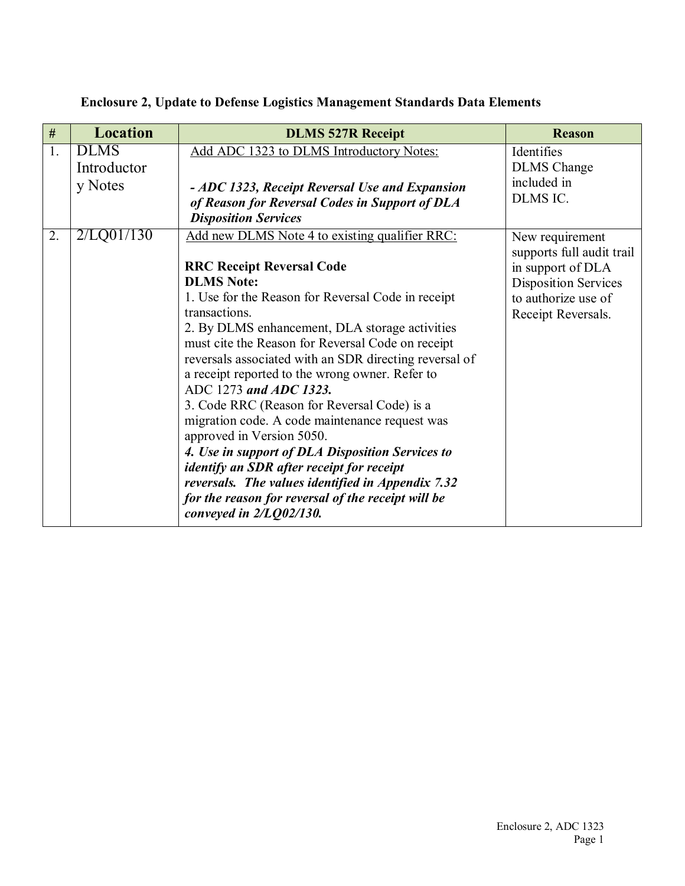**Enclosure 2, Update to Defense Logistics Management Standards Data Elements**

| # | Location | DLMS 527R Receipt | Reason |
|---|---|---|---|
| 1. | DLMS Introductory Notes | Add ADC 1323 to DLMS Introductory Notes:<br><br>***- ADC 1323, Receipt Reversal Use and Expansion of Reason for Reversal Codes in Support of DLA Disposition Services*** | Identifies DLMS Change included in DLMS IC. |
| 2. | 2/LQ01/130 | Add new DLMS Note 4 to existing qualifier RRC:<br><br>**RRC Receipt Reversal Code**<br>**DLMS Note:**<br>1. Use for the Reason for Reversal Code in receipt transactions.<br>2. By DLMS enhancement, DLA storage activities must cite the Reason for Reversal Code on receipt reversals associated with an SDR directing reversal of a receipt reported to the wrong owner. Refer to ADC 1273 ***and ADC 1323.***<br>3. Code RRC (Reason for Reversal Code) is a migration code. A code maintenance request was approved in Version 5050.<br>***4. Use in support of DLA Disposition Services to identify an SDR after receipt for receipt reversals. The values identified in Appendix 7.32 for the reason for reversal of the receipt will be conveyed in 2/LQ02/130.*** | New requirement supports full audit trail in support of DLA Disposition Services to authorize use of Receipt Reversals. |